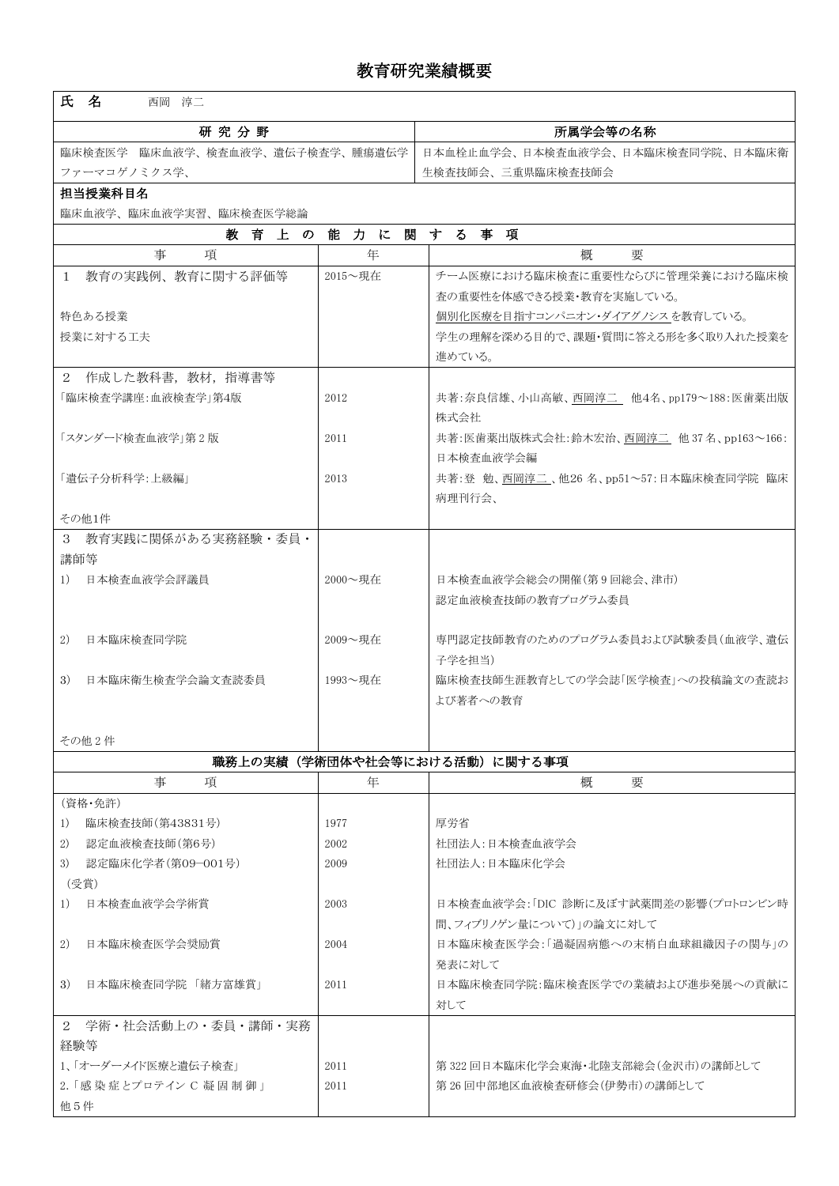# 教育研究業績概要

| 氏　名 | 西岡　淳二 |
|---|---|

| 研 究 分 野 | 所属学会等の名称 |
|---|---|
| 臨床検査医学　臨床血液学、検査血液学、遺伝子検査学、腫瘍遺伝学ファーマコゲノミクス学、 | 日本血栓止血学会、日本検査血液学会、日本臨床検査同学院、日本臨床衛生検査技師会、三重県臨床検査技師会 |

**担当授業科目名**

臨床血液学、臨床血液学実習、臨床検査医学総論

## 教 育 上 の 能 力 に 関 す る 事 項

| 事　　項 | 年 | 概　　要 |
|---|---|---|
| 1　教育の実践例、教育に関する評価等 | 2015～現在 | チーム医療における臨床検査に重要性ならびに管理栄養における臨床検査の重要性を体感できる授業･教育を実施している。 |
| 特色ある授業 | | 個別化医療を目指すコンパニオン･ダイアグノシスを教育している。 |
| 授業に対する工夫 | | 学生の理解を深める目的で、課題・質問に答える形を多く取り入れた授業を進めている。 |
| 2　作成した教科書，教材，指導書等 | | |
| 「臨床検査学講座:血液検査学」第4版 | 2012 | 共著:奈良信雄、小山高敏、西岡淳二　他4名、pp179～188:医歯薬出版株式会社 |
| 「スタンダード検査血液学」第2版 | 2011 | 共著:医歯薬出版株式会社:鈴木宏治、西岡淳二　他37名、pp163～166:日本検査血液学会編 |
| 「遺伝子分析科学:上級編」 | 2013 | 共著:登　勉、西岡淳二、他26 名、pp51～57:日本臨床検査同学院　臨床病理刊行会、 |
| その他1件 | | |
| 3　教育実践に関係がある実務経験・委員・講師等 | | |
| 1)　日本検査血液学会評議員 | 2000～現在 | 日本検査血液学会総会の開催(第9回総会、津市)<br>認定血液検査技師の教育プログラム委員 |
| 2)　日本臨床検査同学院 | 2009～現在 | 専門認定技師教育のためのプログラム委員および試験委員(血液学、遺伝子学を担当) |
| 3)　日本臨床衛生検査学会論文査読委員 | 1993～現在 | 臨床検査技師生涯教育としての学会誌「医学検査」への投稿論文の査読および著者への教育 |
| その他2件 | | |

## 職務上の実績（学術団体や社会等における活動）に関する事項

| 事　　項 | 年 | 概　　要 |
|---|---|---|
| (資格･免許) | | |
| 1)　臨床検査技師(第43831号) | 1977 | 厚労省 |
| 2)　認定血液検査技師(第6号) | 2002 | 社団法人:日本検査血液学会 |
| 3)　認定臨床化学者(第09－001号) | 2009 | 社団法人:日本臨床化学会 |
| (受賞) | | |
| 1)　日本検査血液学会学術賞 | 2003 | 日本検査血液学会:「DIC 診断に及ぼす試薬間差の影響(プロトロンビン時間、フィブリノゲン量について)」の論文に対して |
| 2)　日本臨床検査医学会奨励賞 | 2004 | 日本臨床検査医学会:「過凝固病態への末梢白血球組織因子の関与」の発表に対して |
| 3)　日本臨床検査同学院 「緒方富雄賞」 | 2011 | 日本臨床検査同学院:臨床検査医学での業績および進歩発展への貢献に対して |
| 2　学術・社会活動上の・委員・講師・実務経験等 | | |
| 1､｢オーダーメイド医療と遺伝子検査」 | 2011 | 第322回日本臨床化学会東海･北陸支部総会(金沢市)の講師として |
| 2.「感染症とプロテイン C 凝固制御」 | 2011 | 第26回中部地区血液検査研修会(伊勢市)の講師として |
| 他5件 | | |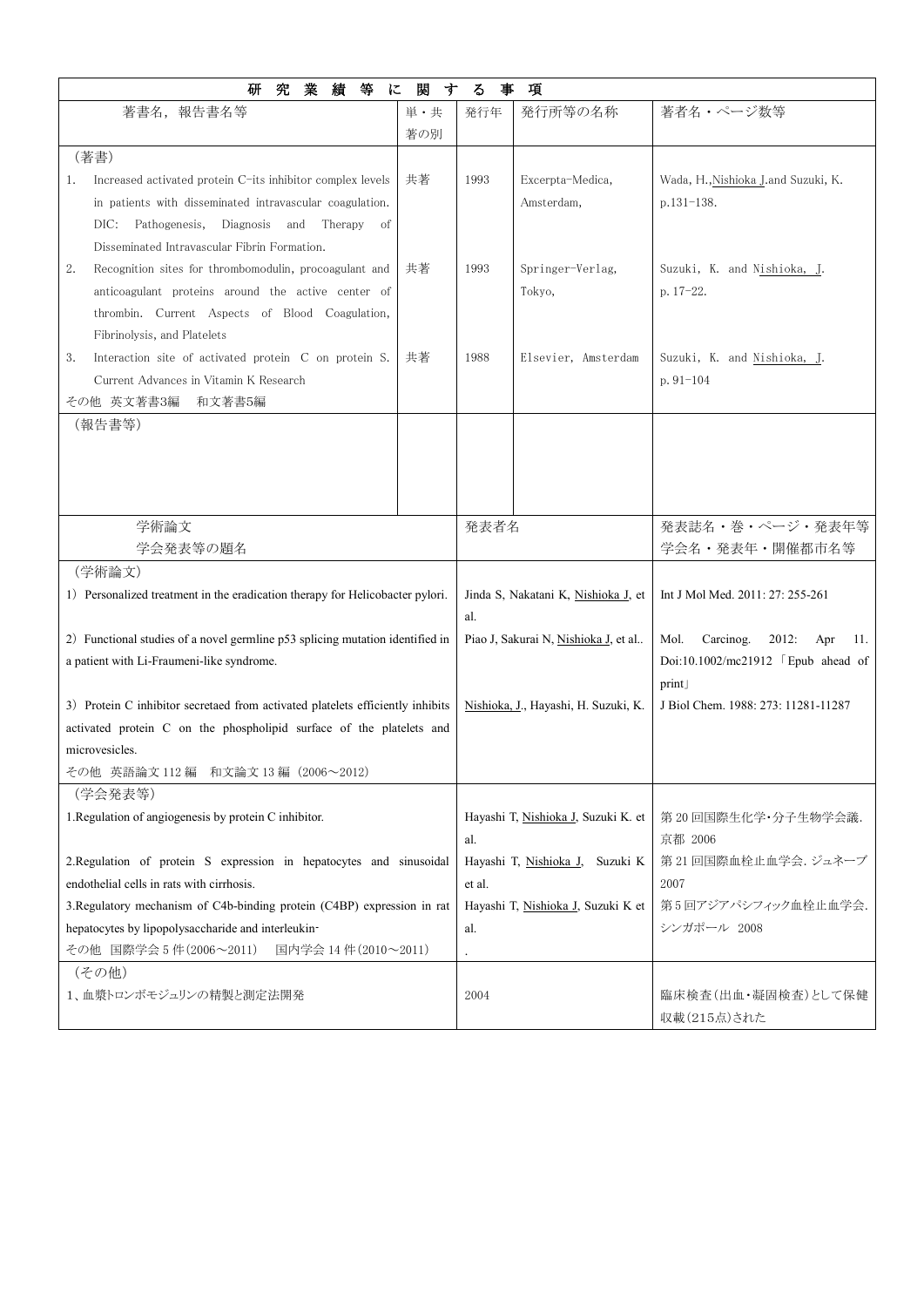| 研究業績等に関する事項 | | | | |
|---|---|---|---|---|
| 著書名，報告書名等 | 単・共著の別 | 発行年 | 発行所等の名称 | 著者名・ページ数等 |
| （著書） | | | | |
| 1. Increased activated protein C-its inhibitor complex levels in patients with disseminated intravascular coagulation. DIC: Pathogenesis, Diagnosis and Therapy of Disseminated Intravascular Fibrin Formation. | 共著 | 1993 | Excerpta-Medica, Amsterdam, | Wada, H.,Nishioka J.and Suzuki, K. p.131-138. |
| 2. Recognition sites for thrombomodulin, procoagulant and anticoagulant proteins around the active center of thrombin. Current Aspects of Blood Coagulation, Fibrinolysis, and Platelets | 共著 | 1993 | Springer-Verlag, Tokyo, | Suzuki, K. and Nishioka, J. p. 17-22. |
| 3. Interaction site of activated protein C on protein S. Current Advances in Vitamin K Research | 共著 | 1988 | Elsevier, Amsterdam | Suzuki, K. and Nishioka, J. p. 91-104 |
| その他 英文著書3編 和文著書5編 | | | | |
| （報告書等） | | | | |

| 学術論文<br>学会発表等の題名 | 発表者名 | 発表誌名・巻・ページ・発表年等<br>学会名・発表年・開催都市名等 |
|---|---|---|
| （学術論文） | | |
| 1) Personalized treatment in the eradication therapy for Helicobacter pylori. | Jinda S, Nakatani K, Nishioka J, et al. | Int J Mol Med. 2011: 27: 255-261 |
| 2) Functional studies of a novel germline p53 splicing mutation identified in a patient with Li-Fraumeni-like syndrome. | Piao J, Sakurai N, Nishioka J, et al.. | Mol. Carcinog. 2012: Apr 11. Doi:10.1002/mc21912「Epub ahead of print」 |
| 3) Protein C inhibitor secretaed from activated platelets efficiently inhibits activated protein C on the phospholipid surface of the platelets and microvesicles. | Nishioka, J., Hayashi, H. Suzuki, K. | J Biol Chem. 1988: 273: 11281-11287 |
| その他 英語論文 112 編 和文論文 13 編（2006～2012） | | |
| （学会発表等） | | |
| 1.Regulation of angiogenesis by protein C inhibitor. | Hayashi T, Nishioka J, Suzuki K. et al. | 第 20 回国際生化学･分子生物学会議. 京都 2006 |
| 2.Regulation of protein S expression in hepatocytes and sinusoidal endothelial cells in rats with cirrhosis. | Hayashi T, Nishioka J, Suzuki K et al. | 第 21 回国際血栓止血学会. ジュネーブ 2007 |
| 3.Regulatory mechanism of C4b-binding protein (C4BP) expression in rat hepatocytes by lipopolysaccharide and interleukin- | Hayashi T, Nishioka J, Suzuki K et al. | 第 5 回アジアパシフィック血栓止血学会. シンガポール 2008 |
| その他 国際学会 5 件(2006～2011) 国内学会 14 件(2010～2011) | . | |
| （その他） | | |
| 1、血漿トロンボモジュリンの精製と測定法開発 | 2004 | 臨床検査(出血･凝固検査)として保健収載(215点)された |